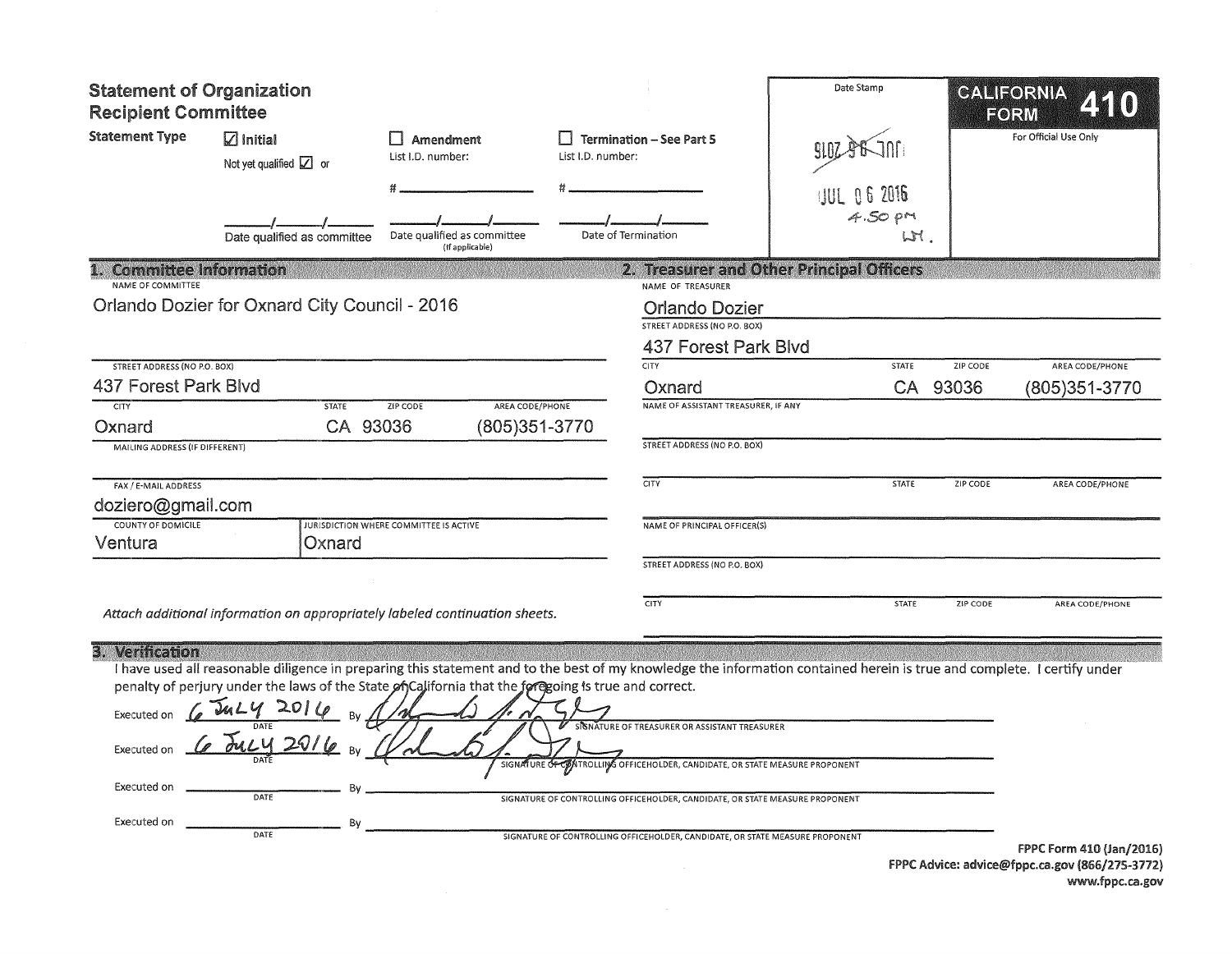# Statement of Organization
## Recipient Committee

**Statement Type**

- ☑ **Initial** — Not yet qualified ☑ or ____/____/____ Date qualified as committee
- ☐ **Amendment** — List I.D. number: # ________ ____/____/____ Date qualified as committee (If applicable)
- ☐ **Termination – See Part 5** — List I.D. number: # ________ ____/____/____ Date of Termination

Date Stamp: JUL 06 2016 4:50 pm

**CALIFORNIA FORM 410**

For Official Use Only

## 1. Committee Information

NAME OF COMMITTEE
Orlando Dozier for Oxnard City Council - 2016

STREET ADDRESS (NO P.O. BOX)
437 Forest Park Blvd

| CITY | STATE | ZIP CODE | AREA CODE/PHONE |
|---|---|---|---|
| Oxnard | CA | 93036 | (805)351-3770 |

MAILING ADDRESS (IF DIFFERENT)

FAX / E-MAIL ADDRESS
doziero@gmail.com

| COUNTY OF DOMICILE | JURISDICTION WHERE COMMITTEE IS ACTIVE |
|---|---|
| Ventura | Oxnard |

*Attach additional information on appropriately labeled continuation sheets.*

## 2. Treasurer and Other Principal Officers

NAME OF TREASURER
Orlando Dozier

STREET ADDRESS (NO P.O. BOX)
437 Forest Park Blvd

| CITY | STATE | ZIP CODE | AREA CODE/PHONE |
|---|---|---|---|
| Oxnard | CA | 93036 | (805)351-3770 |

NAME OF ASSISTANT TREASURER, IF ANY

STREET ADDRESS (NO P.O. BOX)

| CITY | STATE | ZIP CODE | AREA CODE/PHONE |
|---|---|---|---|
| | | | |

NAME OF PRINCIPAL OFFICER(S)

STREET ADDRESS (NO P.O. BOX)

| CITY | STATE | ZIP CODE | AREA CODE/PHONE |
|---|---|---|---|
| | | | |

## 3. Verification

I have used all reasonable diligence in preparing this statement and to the best of my knowledge the information contained herein is true and complete. I certify under penalty of perjury under the laws of the State of California that the foregoing is true and correct.

Executed on 6 July 2016 By [signature] SIGNATURE OF TREASURER OR ASSISTANT TREASURER

Executed on 6 July 2016 By [signature] SIGNATURE OF CONTROLLING OFFICEHOLDER, CANDIDATE, OR STATE MEASURE PROPONENT

Executed on ________ DATE By ________ SIGNATURE OF CONTROLLING OFFICEHOLDER, CANDIDATE, OR STATE MEASURE PROPONENT

Executed on ________ DATE By ________ SIGNATURE OF CONTROLLING OFFICEHOLDER, CANDIDATE, OR STATE MEASURE PROPONENT

FPPC Form 410 (Jan/2016)
FPPC Advice: advice@fppc.ca.gov (866/275-3772)
www.fppc.ca.gov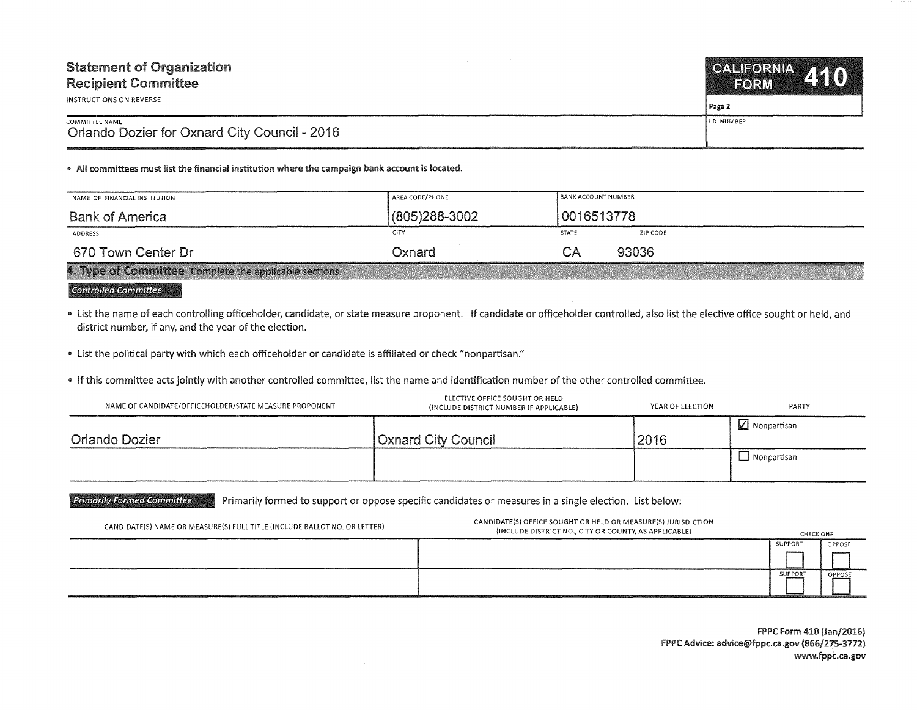## Statement of Organization
## Recipient Committee

INSTRUCTIONS ON REVERSE

**CALIFORNIA FORM 410**

Page 2

| COMMITTEE NAME | I.D. NUMBER |
|---|---|
| Orlando Dozier for Oxnard City Council - 2016 | |

- **All committees must list the financial institution where the campaign bank account is located.**

| NAME OF FINANCIAL INSTITUTION | AREA CODE/PHONE | BANK ACCOUNT NUMBER | |
|---|---|---|---|
| Bank of America | (805)288-3002 | 0016513778 | |
| **ADDRESS** | **CITY** | **STATE** | **ZIP CODE** |
| 670 Town Center Dr | Oxnard | CA | 93036 |

### 4. Type of Committee Complete the applicable sections.

*Controlled Committee*

- List the name of each controlling officeholder, candidate, or state measure proponent. If candidate or officeholder controlled, also list the elective office sought or held, and district number, if any, and the year of the election.
- List the political party with which each officeholder or candidate is affiliated or check "nonpartisan."
- If this committee acts jointly with another controlled committee, list the name and identification number of the other controlled committee.

| NAME OF CANDIDATE/OFFICEHOLDER/STATE MEASURE PROPONENT | ELECTIVE OFFICE SOUGHT OR HELD (INCLUDE DISTRICT NUMBER IF APPLICABLE) | YEAR OF ELECTION | PARTY |
|---|---|---|---|
| Orlando Dozier | Oxnard City Council | 2016 | ☑ Nonpartisan |
| | | | ☐ Nonpartisan |

*Primarily Formed Committee* Primarily formed to support or oppose specific candidates or measures in a single election. List below:

| CANDIDATE(S) NAME OR MEASURE(S) FULL TITLE (INCLUDE BALLOT NO. OR LETTER) | CANDIDATE(S) OFFICE SOUGHT OR HELD OR MEASURE(S) JURISDICTION (INCLUDE DISTRICT NO., CITY OR COUNTY, AS APPLICABLE) | CHECK ONE | |
|---|---|---|---|
| | | SUPPORT ☐ | OPPOSE ☐ |
| | | SUPPORT ☐ | OPPOSE ☐ |

**FPPC Form 410 (Jan/2016)**
**FPPC Advice: advice@fppc.ca.gov (866/275-3772)**
**www.fppc.ca.gov**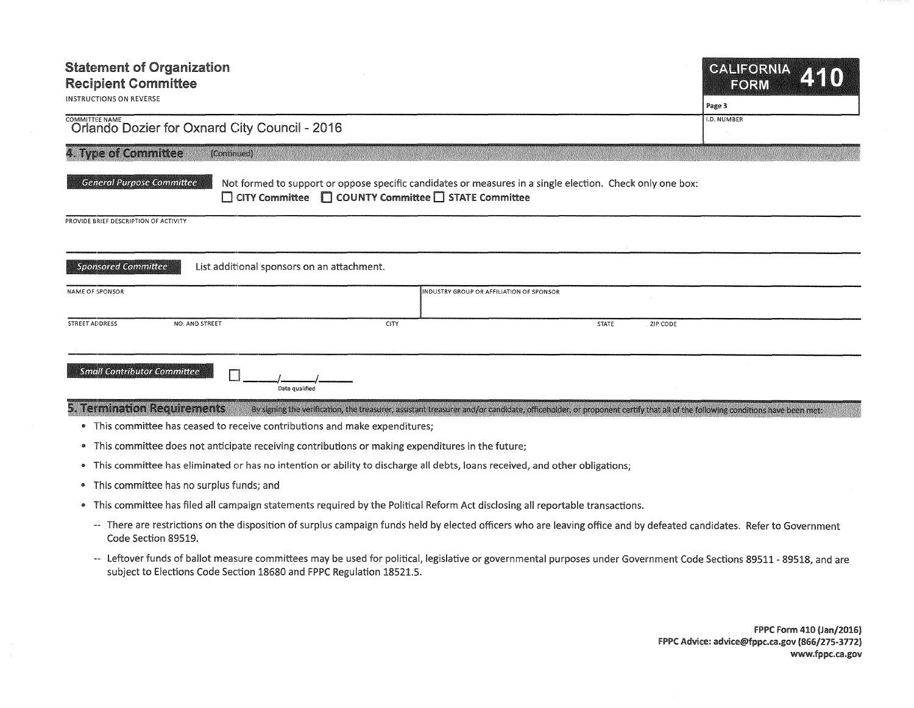# Statement of Organization Recipient Committee

INSTRUCTIONS ON REVERSE

**CALIFORNIA FORM 410**

Page 3

COMMITTEE NAME
Orlando Dozier for Oxnard City Council - 2016

I.D. NUMBER

## 4. Type of Committee (Continued)

**General Purpose Committee** Not formed to support or oppose specific candidates or measures in a single election. Check only one box:
☐ **CITY Committee** ☐ **COUNTY Committee** ☐ **STATE Committee**

PROVIDE BRIEF DESCRIPTION OF ACTIVITY

**Sponsored Committee** List additional sponsors on an attachment.

| NAME OF SPONSOR | INDUSTRY GROUP OR AFFILIATION OF SPONSOR |
|---|---|
| | |

| STREET ADDRESS NO. AND STREET | CITY | STATE | ZIP CODE |
|---|---|---|---|
| | | | |

**Small Contributor Committee** ☐ ____/____/____
Date qualified

## 5. Termination Requirements

By signing the verification, the treasurer, assistant treasurer and/or candidate, officeholder, or proponent certify that all of the following conditions have been met:

- This committee has ceased to receive contributions and make expenditures;
- This committee does not anticipate receiving contributions or making expenditures in the future;
- This committee has eliminated or has no intention or ability to discharge all debts, loans received, and other obligations;
- This committee has no surplus funds; and
- This committee has filed all campaign statements required by the Political Reform Act disclosing all reportable transactions.
  - -- There are restrictions on the disposition of surplus campaign funds held by elected officers who are leaving office and by defeated candidates. Refer to Government Code Section 89519.
  - -- Leftover funds of ballot measure committees may be used for political, legislative or governmental purposes under Government Code Sections 89511 - 89518, and are subject to Elections Code Section 18680 and FPPC Regulation 18521.5.

**FPPC Form 410 (Jan/2016)**
**FPPC Advice: advice@fppc.ca.gov (866/275-3772)**
**www.fppc.ca.gov**